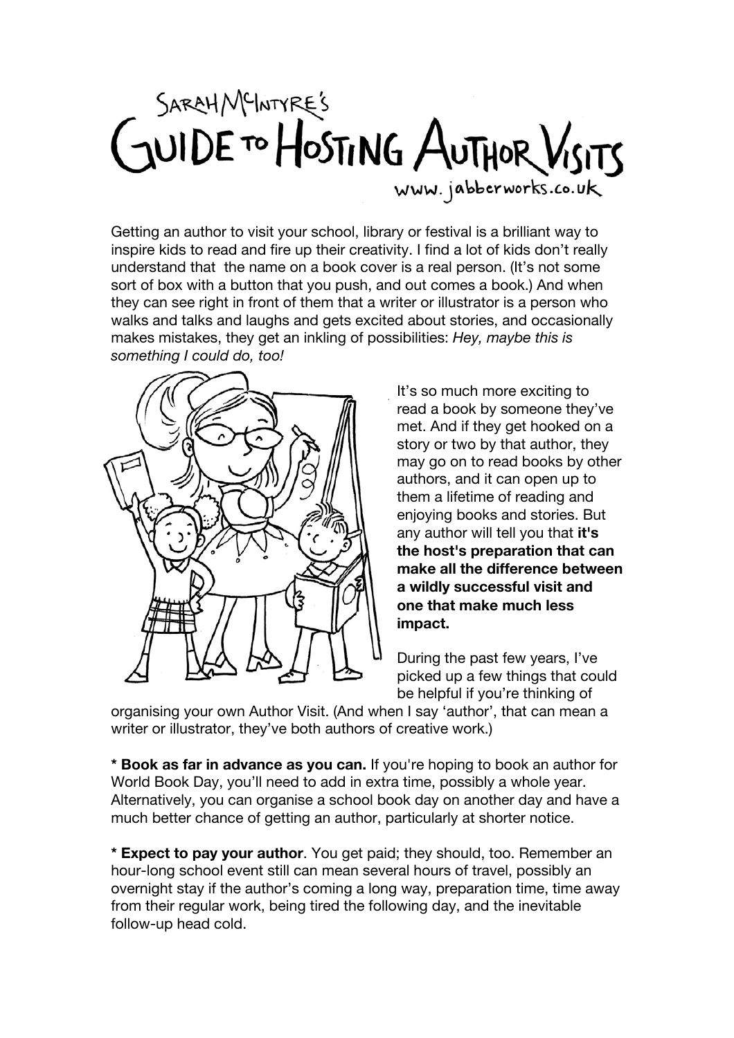# SARAH McINTYRE'S GUIDE TO HOSTING AUTHOR VISITS

www.jabberworks.co.uk

Getting an author to visit your school, library or festival is a brilliant way to inspire kids to read and fire up their creativity. I find a lot of kids don't really understand that the name on a book cover is a real person. (It's not some sort of box with a button that you push, and out comes a book.) And when they can see right in front of them that a writer or illustrator is a person who walks and talks and laughs and gets excited about stories, and occasionally makes mistakes, they get an inkling of possibilities: *Hey, maybe this is something I could do, too!*

It's so much more exciting to read a book by someone they've met. And if they get hooked on a story or two by that author, they may go on to read books by other authors, and it can open up to them a lifetime of reading and enjoying books and stories. But any author will tell you that **it's the host's preparation that can make all the difference between a wildly successful visit and one that make much less impact.**

During the past few years, I've picked up a few things that could be helpful if you're thinking of organising your own Author Visit. (And when I say 'author', that can mean a writer or illustrator, they've both authors of creative work.)

* **Book as far in advance as you can.** If you're hoping to book an author for World Book Day, you'll need to add in extra time, possibly a whole year. Alternatively, you can organise a school book day on another day and have a much better chance of getting an author, particularly at shorter notice.

* **Expect to pay your author**. You get paid; they should, too. Remember an hour-long school event still can mean several hours of travel, possibly an overnight stay if the author's coming a long way, preparation time, time away from their regular work, being tired the following day, and the inevitable follow-up head cold.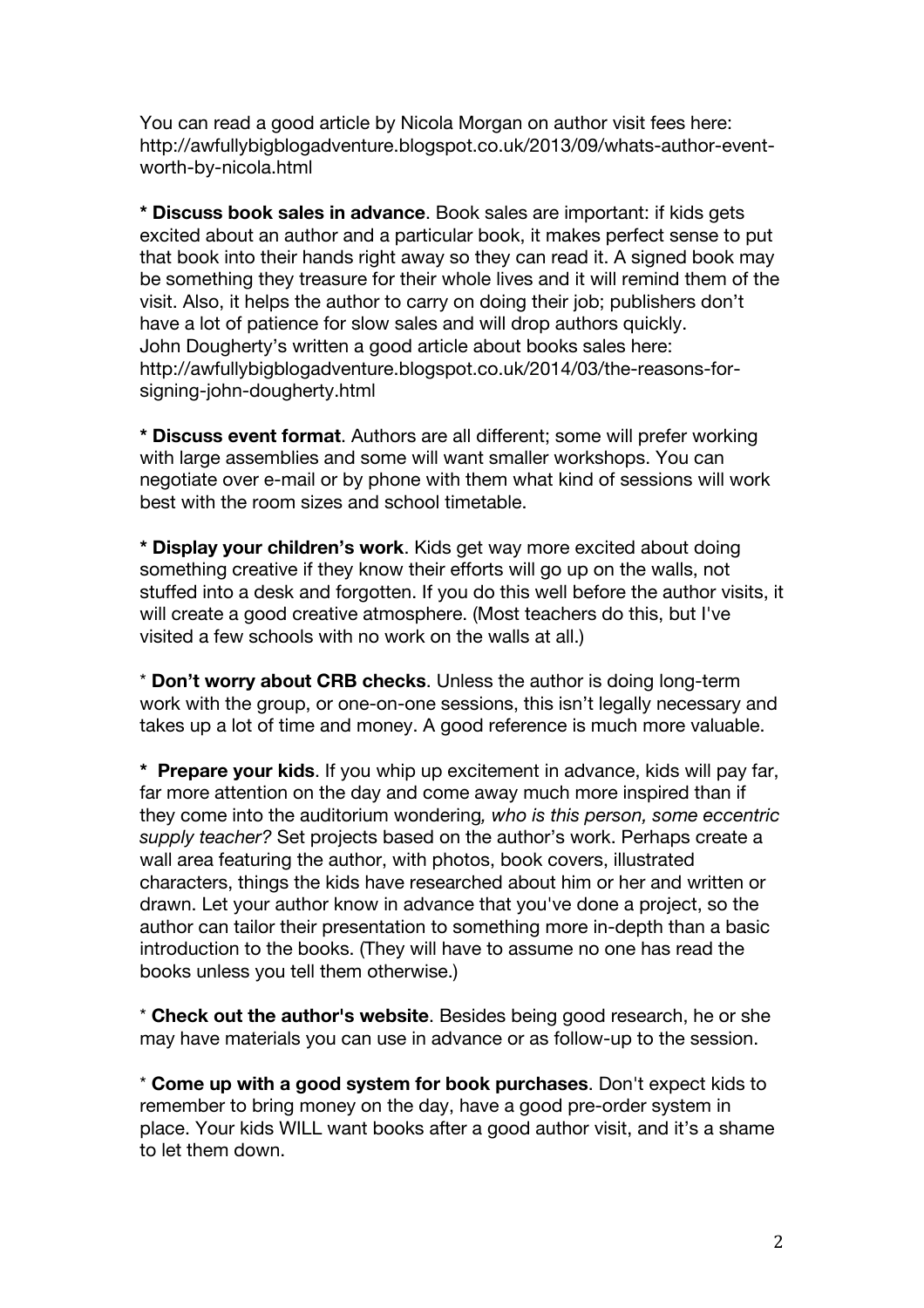You can read a good article by Nicola Morgan on author visit fees here: http://awfullybigblogadventure.blogspot.co.uk/2013/09/whats-author-event-worth-by-nicola.html

* **Discuss book sales in advance**. Book sales are important: if kids gets excited about an author and a particular book, it makes perfect sense to put that book into their hands right away so they can read it. A signed book may be something they treasure for their whole lives and it will remind them of the visit. Also, it helps the author to carry on doing their job; publishers don't have a lot of patience for slow sales and will drop authors quickly. John Dougherty's written a good article about books sales here: http://awfullybigblogadventure.blogspot.co.uk/2014/03/the-reasons-for-signing-john-dougherty.html

* **Discuss event format**. Authors are all different; some will prefer working with large assemblies and some will want smaller workshops. You can negotiate over e-mail or by phone with them what kind of sessions will work best with the room sizes and school timetable.

* **Display your children's work**. Kids get way more excited about doing something creative if they know their efforts will go up on the walls, not stuffed into a desk and forgotten. If you do this well before the author visits, it will create a good creative atmosphere. (Most teachers do this, but I've visited a few schools with no work on the walls at all.)

* **Don't worry about CRB checks**. Unless the author is doing long-term work with the group, or one-on-one sessions, this isn't legally necessary and takes up a lot of time and money. A good reference is much more valuable.

* **Prepare your kids**. If you whip up excitement in advance, kids will pay far, far more attention on the day and come away much more inspired than if they come into the auditorium wondering*, who is this person, some eccentric supply teacher?* Set projects based on the author's work. Perhaps create a wall area featuring the author, with photos, book covers, illustrated characters, things the kids have researched about him or her and written or drawn. Let your author know in advance that you've done a project, so the author can tailor their presentation to something more in-depth than a basic introduction to the books. (They will have to assume no one has read the books unless you tell them otherwise.)

* **Check out the author's website**. Besides being good research, he or she may have materials you can use in advance or as follow-up to the session.

* **Come up with a good system for book purchases**. Don't expect kids to remember to bring money on the day, have a good pre-order system in place. Your kids WILL want books after a good author visit, and it's a shame to let them down.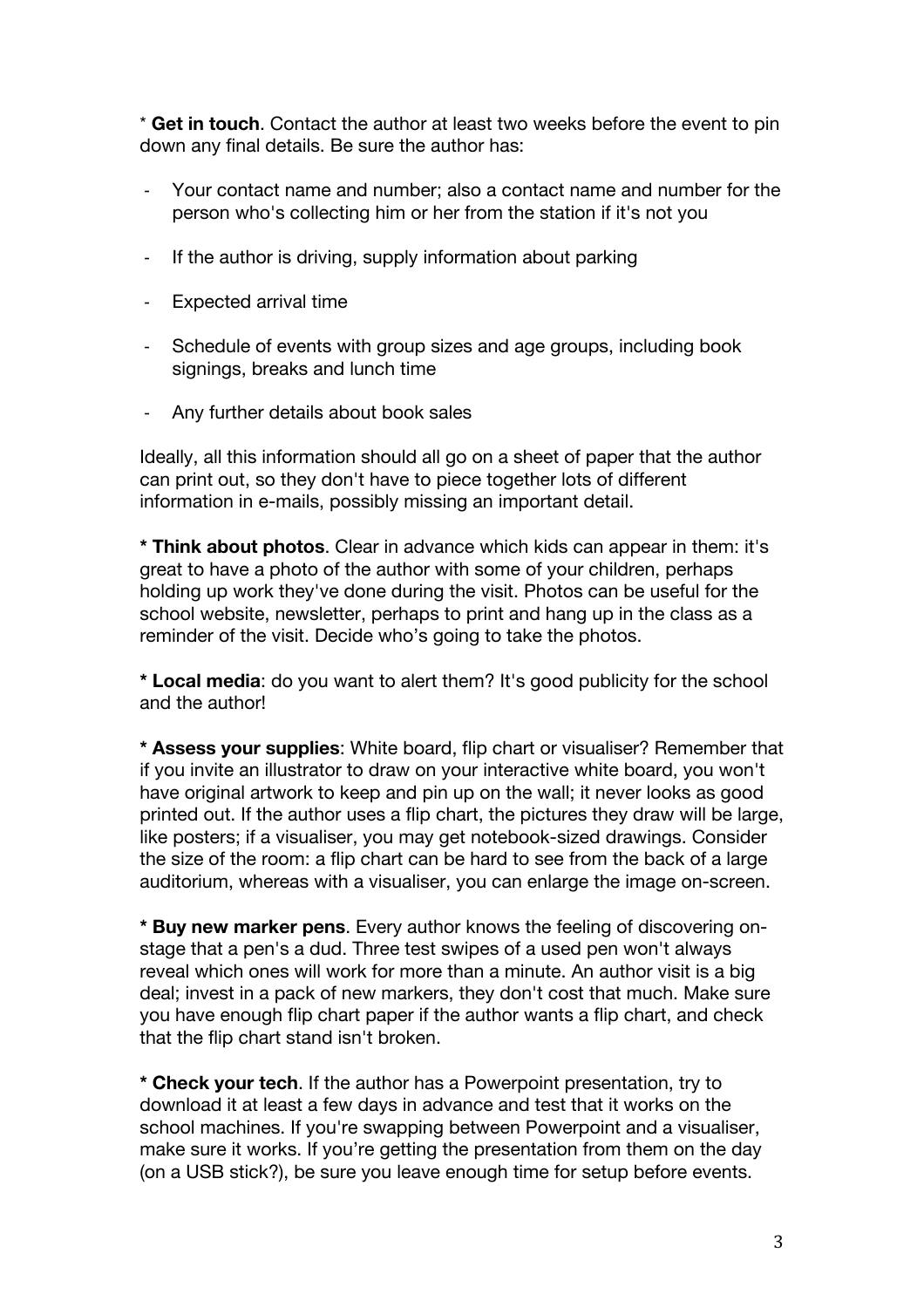* **Get in touch**. Contact the author at least two weeks before the event to pin down any final details. Be sure the author has:

- Your contact name and number; also a contact name and number for the person who's collecting him or her from the station if it's not you
- If the author is driving, supply information about parking
- Expected arrival time
- Schedule of events with group sizes and age groups, including book signings, breaks and lunch time
- Any further details about book sales

Ideally, all this information should all go on a sheet of paper that the author can print out, so they don't have to piece together lots of different information in e-mails, possibly missing an important detail.

**\* Think about photos**. Clear in advance which kids can appear in them: it's great to have a photo of the author with some of your children, perhaps holding up work they've done during the visit. Photos can be useful for the school website, newsletter, perhaps to print and hang up in the class as a reminder of the visit. Decide who's going to take the photos.

**\* Local media**: do you want to alert them? It's good publicity for the school and the author!

**\* Assess your supplies**: White board, flip chart or visualiser? Remember that if you invite an illustrator to draw on your interactive white board, you won't have original artwork to keep and pin up on the wall; it never looks as good printed out. If the author uses a flip chart, the pictures they draw will be large, like posters; if a visualiser, you may get notebook-sized drawings. Consider the size of the room: a flip chart can be hard to see from the back of a large auditorium, whereas with a visualiser, you can enlarge the image on-screen.

**\* Buy new marker pens**. Every author knows the feeling of discovering on-stage that a pen's a dud. Three test swipes of a used pen won't always reveal which ones will work for more than a minute. An author visit is a big deal; invest in a pack of new markers, they don't cost that much. Make sure you have enough flip chart paper if the author wants a flip chart, and check that the flip chart stand isn't broken.

**\* Check your tech**. If the author has a Powerpoint presentation, try to download it at least a few days in advance and test that it works on the school machines. If you're swapping between Powerpoint and a visualiser, make sure it works. If you're getting the presentation from them on the day (on a USB stick?), be sure you leave enough time for setup before events.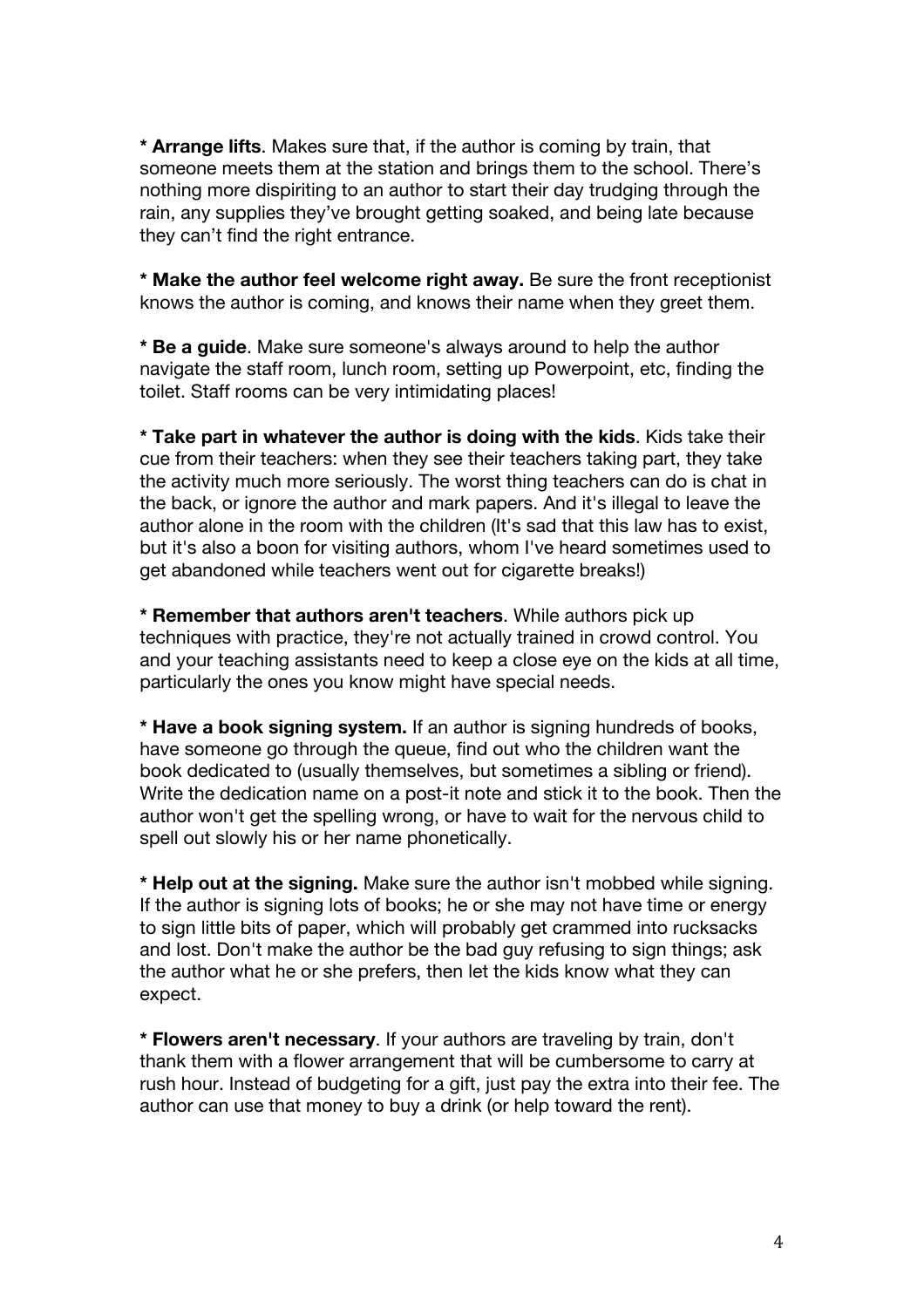* **Arrange lifts**. Makes sure that, if the author is coming by train, that someone meets them at the station and brings them to the school. There's nothing more dispiriting to an author to start their day trudging through the rain, any supplies they've brought getting soaked, and being late because they can't find the right entrance.

* **Make the author feel welcome right away.** Be sure the front receptionist knows the author is coming, and knows their name when they greet them.

* **Be a guide**. Make sure someone's always around to help the author navigate the staff room, lunch room, setting up Powerpoint, etc, finding the toilet. Staff rooms can be very intimidating places!

* **Take part in whatever the author is doing with the kids**. Kids take their cue from their teachers: when they see their teachers taking part, they take the activity much more seriously. The worst thing teachers can do is chat in the back, or ignore the author and mark papers. And it's illegal to leave the author alone in the room with the children (It's sad that this law has to exist, but it's also a boon for visiting authors, whom I've heard sometimes used to get abandoned while teachers went out for cigarette breaks!)

* **Remember that authors aren't teachers**. While authors pick up techniques with practice, they're not actually trained in crowd control. You and your teaching assistants need to keep a close eye on the kids at all time, particularly the ones you know might have special needs.

* **Have a book signing system.** If an author is signing hundreds of books, have someone go through the queue, find out who the children want the book dedicated to (usually themselves, but sometimes a sibling or friend). Write the dedication name on a post-it note and stick it to the book. Then the author won't get the spelling wrong, or have to wait for the nervous child to spell out slowly his or her name phonetically.

* **Help out at the signing.** Make sure the author isn't mobbed while signing. If the author is signing lots of books; he or she may not have time or energy to sign little bits of paper, which will probably get crammed into rucksacks and lost. Don't make the author be the bad guy refusing to sign things; ask the author what he or she prefers, then let the kids know what they can expect.

* **Flowers aren't necessary**. If your authors are traveling by train, don't thank them with a flower arrangement that will be cumbersome to carry at rush hour. Instead of budgeting for a gift, just pay the extra into their fee. The author can use that money to buy a drink (or help toward the rent).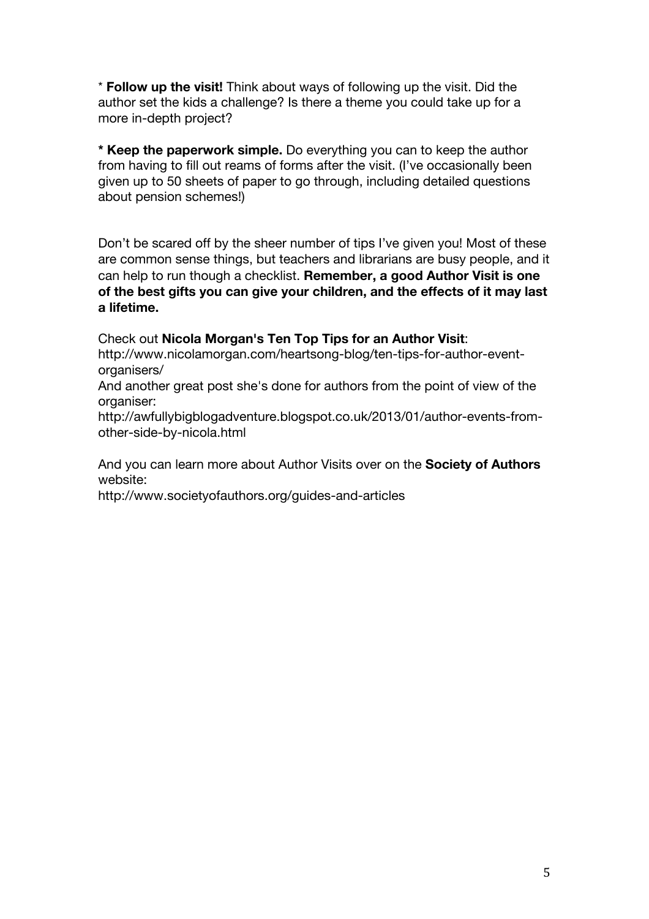* **Follow up the visit!** Think about ways of following up the visit. Did the author set the kids a challenge? Is there a theme you could take up for a more in-depth project?

**\* Keep the paperwork simple.** Do everything you can to keep the author from having to fill out reams of forms after the visit. (I've occasionally been given up to 50 sheets of paper to go through, including detailed questions about pension schemes!)

Don't be scared off by the sheer number of tips I've given you! Most of these are common sense things, but teachers and librarians are busy people, and it can help to run though a checklist. **Remember, a good Author Visit is one of the best gifts you can give your children, and the effects of it may last a lifetime.**

Check out **Nicola Morgan's Ten Top Tips for an Author Visit**:
http://www.nicolamorgan.com/heartsong-blog/ten-tips-for-author-event-organisers/
And another great post she's done for authors from the point of view of the organiser:
http://awfullybigblogadventure.blogspot.co.uk/2013/01/author-events-from-other-side-by-nicola.html

And you can learn more about Author Visits over on the **Society of Authors** website:
http://www.societyofauthors.org/guides-and-articles